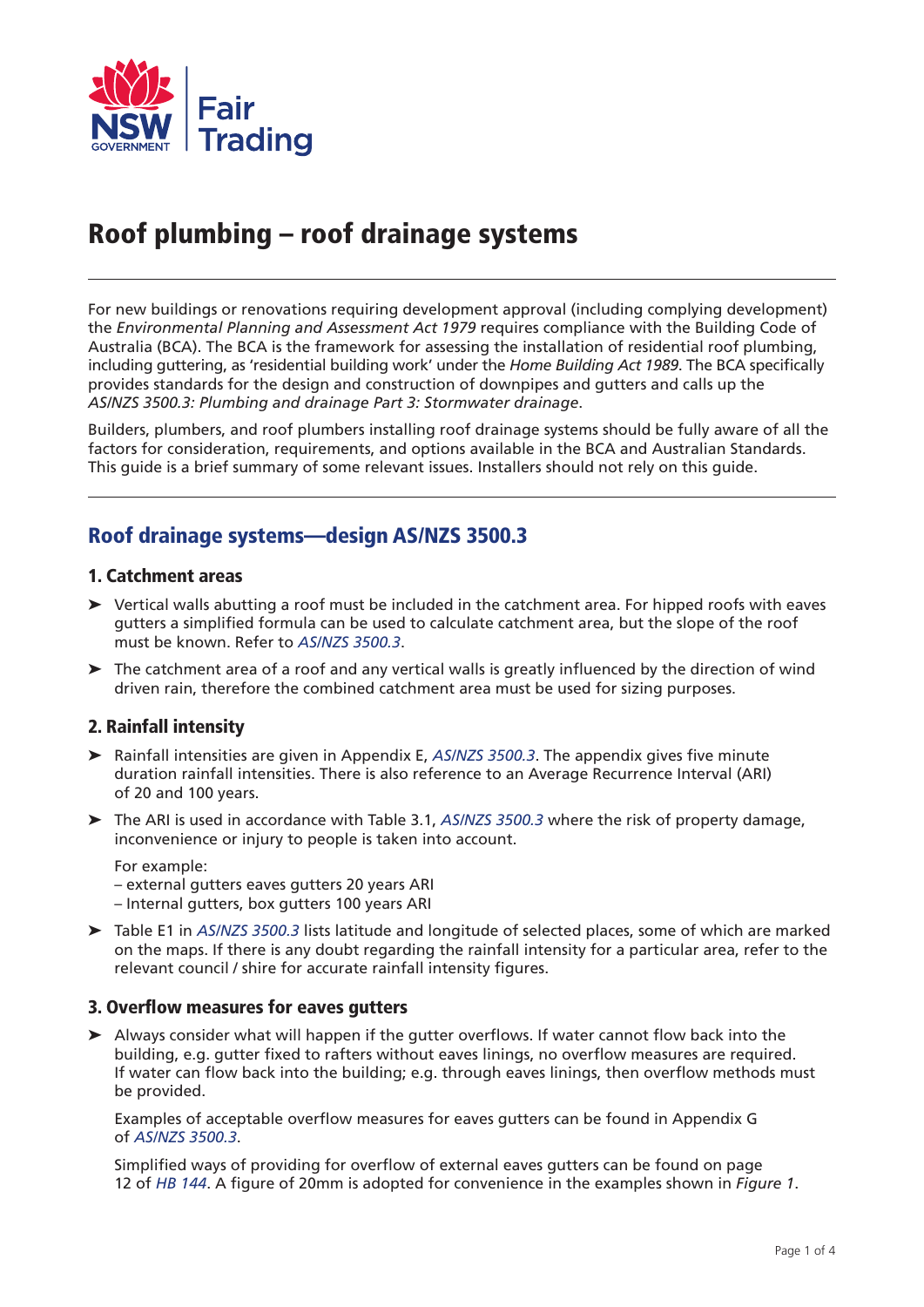# Roof plumbing – roof drainage systems

For new buildings or renovations requiring development approval (including complying development) the *Environmental Planning and Assessment Act 1979* requires compliance with the Building Code of Australia (BCA). The BCA is the framework for assessing the installation of residential roof plumbing, including guttering, as 'residential building work' under the *Home Building Act 1989*. The BCA specifically provides standards for the design and construction of downpipes and gutters and calls up the *AS/NZS 3500.3: Plumbing and drainage Part 3: Stormwater drainage*.

Builders, plumbers, and roof plumbers installing roof drainage systems should be fully aware of all the factors for consideration, requirements, and options available in the BCA and Australian Standards. This guide is a brief summary of some relevant issues. Installers should not rely on this guide.

## Roof drainage systems—design AS/NZS 3500.3

### 1. Catchment areas

- Vertical walls abutting a roof must be included in the catchment area. For hipped roofs with eaves gutters a simplified formula can be used to calculate catchment area, but the slope of the roof must be known. Refer to *AS/NZS 3500.3*.
- The catchment area of a roof and any vertical walls is greatly influenced by the direction of wind driven rain, therefore the combined catchment area must be used for sizing purposes.

### 2. Rainfall intensity

- Rainfall intensities are given in Appendix E, *AS/NZS 3500.3*. The appendix gives five minute duration rainfall intensities. There is also reference to an Average Recurrence Interval (ARI) of 20 and 100 years.
- The ARI is used in accordance with Table 3.1, *AS/NZS 3500.3* where the risk of property damage, inconvenience or injury to people is taken into account.

  For example:
  – external gutters eaves gutters 20 years ARI
  – Internal gutters, box gutters 100 years ARI
- Table E1 in *AS/NZS 3500.3* lists latitude and longitude of selected places, some of which are marked on the maps. If there is any doubt regarding the rainfall intensity for a particular area, refer to the relevant council / shire for accurate rainfall intensity figures.

### 3. Overflow measures for eaves gutters

- Always consider what will happen if the gutter overflows. If water cannot flow back into the building, e.g. gutter fixed to rafters without eaves linings, no overflow measures are required. If water can flow back into the building; e.g. through eaves linings, then overflow methods must be provided.

  Examples of acceptable overflow measures for eaves gutters can be found in Appendix G of *AS/NZS 3500.3*.

  Simplified ways of providing for overflow of external eaves gutters can be found on page 12 of *HB 144*. A figure of 20mm is adopted for convenience in the examples shown in *Figure 1*.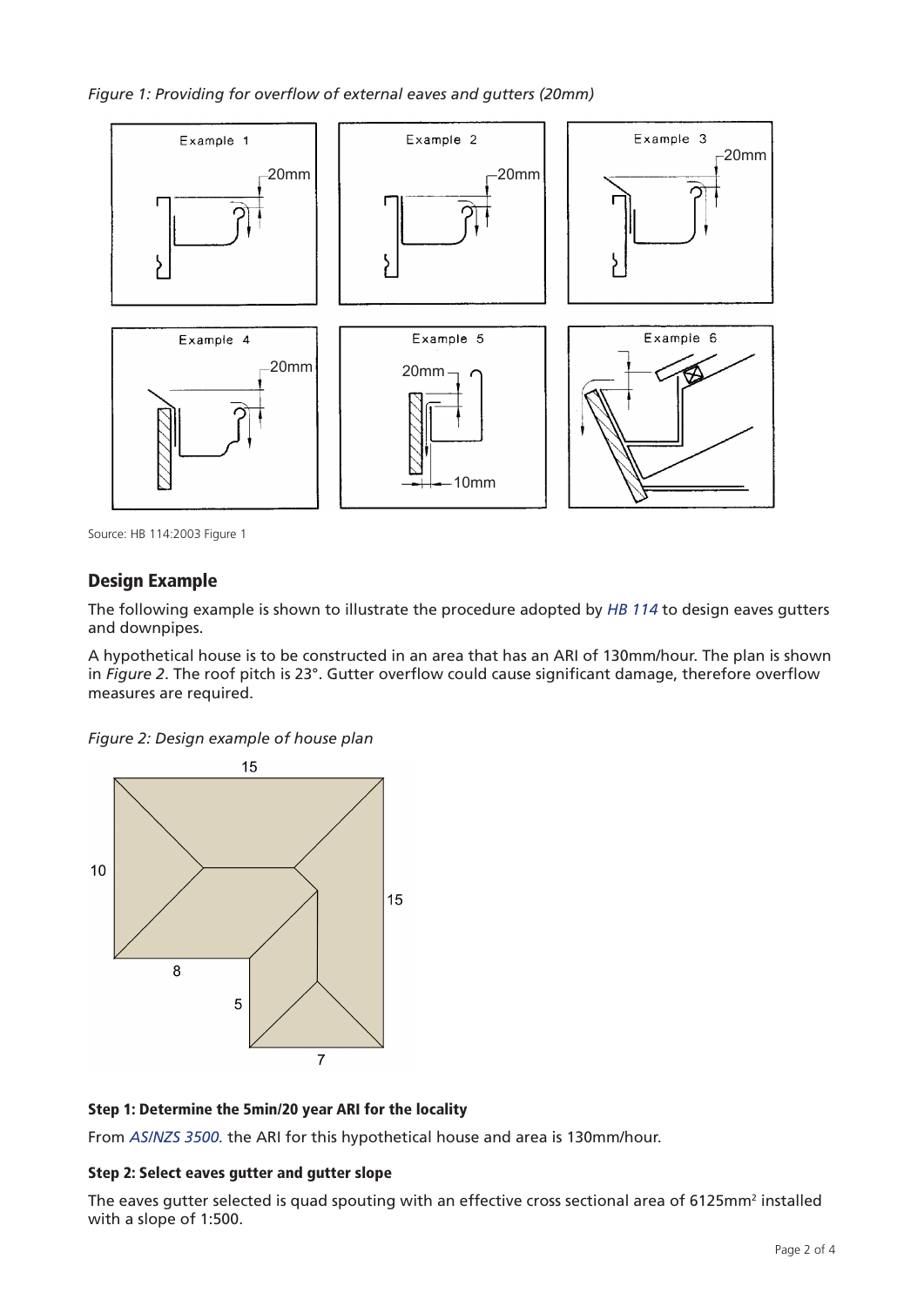*Figure 1: Providing for overflow of external eaves and gutters (20mm)*

Source: HB 114:2003 Figure 1

## Design Example

The following example is shown to illustrate the procedure adopted by *HB 114* to design eaves gutters and downpipes.

A hypothetical house is to be constructed in an area that has an ARI of 130mm/hour. The plan is shown in *Figure 2*. The roof pitch is 23°. Gutter overflow could cause significant damage, therefore overflow measures are required.

*Figure 2: Design example of house plan*

### Step 1: Determine the 5min/20 year ARI for the locality

From *AS/NZS 3500.* the ARI for this hypothetical house and area is 130mm/hour.

### Step 2: Select eaves gutter and gutter slope

The eaves gutter selected is quad spouting with an effective cross sectional area of 6125mm$^2$ installed with a slope of 1:500.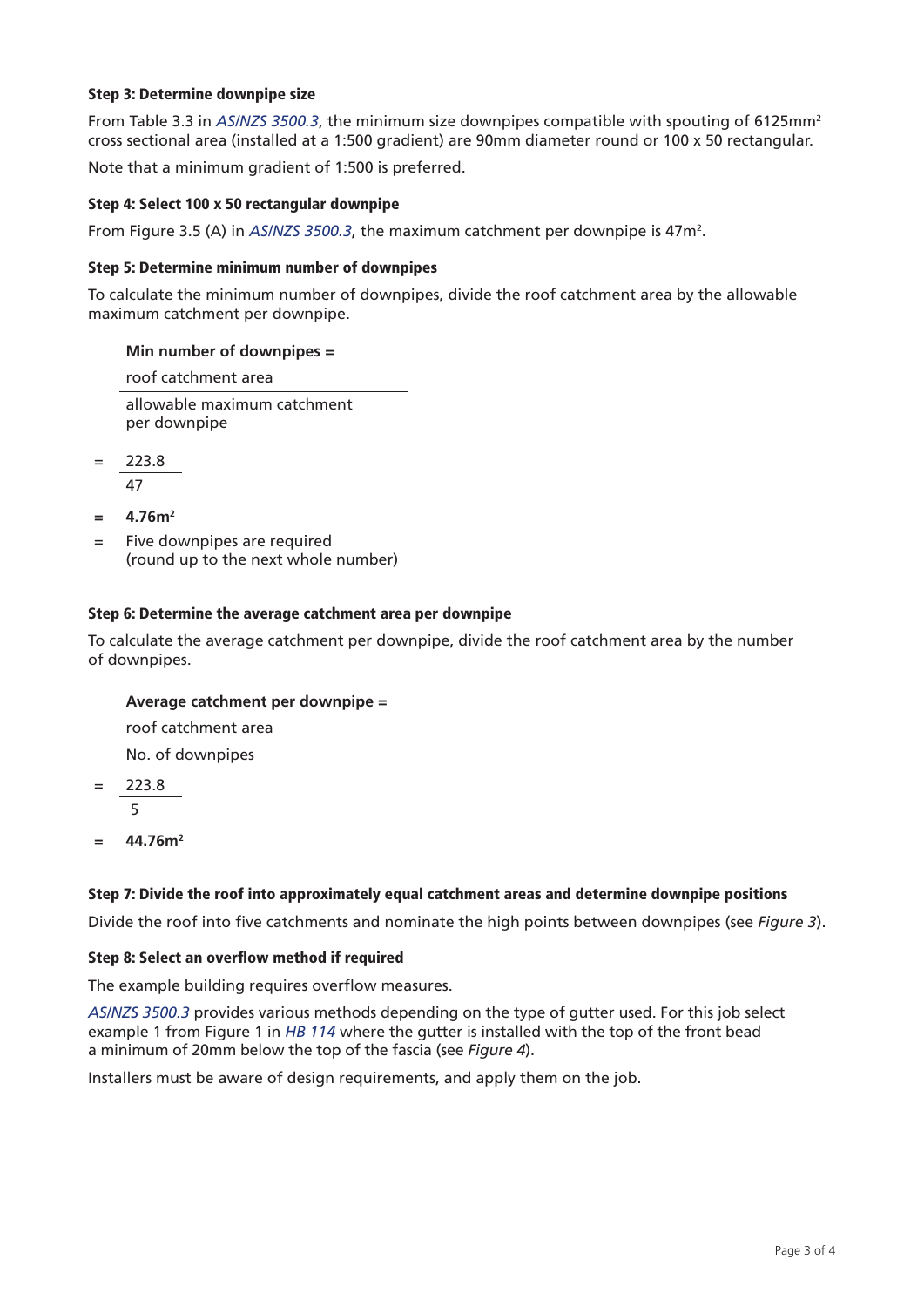### Step 3: Determine downpipe size

From Table 3.3 in *AS/NZS 3500.3*, the minimum size downpipes compatible with spouting of 6125mm$^2$ cross sectional area (installed at a 1:500 gradient) are 90mm diameter round or 100 x 50 rectangular.

Note that a minimum gradient of 1:500 is preferred.

### Step 4: Select 100 x 50 rectangular downpipe

From Figure 3.5 (A) in *AS/NZS 3500.3*, the maximum catchment per downpipe is 47m$^2$.

### Step 5: Determine minimum number of downpipes

To calculate the minimum number of downpipes, divide the roof catchment area by the allowable maximum catchment per downpipe.

**Min number of downpipes =**

$$\frac{\text{roof catchment area}}{\text{allowable maximum catchment per downpipe}}$$

$$= \frac{223.8}{47}$$

$$= \mathbf{4.76m^2}$$

= Five downpipes are required (round up to the next whole number)

### Step 6: Determine the average catchment area per downpipe

To calculate the average catchment per downpipe, divide the roof catchment area by the number of downpipes.

**Average catchment per downpipe =**

$$\frac{\text{roof catchment area}}{\text{No. of downpipes}}$$

$$= \frac{223.8}{5}$$

$$= \mathbf{44.76m^2}$$

### Step 7: Divide the roof into approximately equal catchment areas and determine downpipe positions

Divide the roof into five catchments and nominate the high points between downpipes (see *Figure 3*).

### Step 8: Select an overflow method if required

The example building requires overflow measures.

*AS/NZS 3500.3* provides various methods depending on the type of gutter used. For this job select example 1 from Figure 1 in *HB 114* where the gutter is installed with the top of the front bead a minimum of 20mm below the top of the fascia (see *Figure 4*).

Installers must be aware of design requirements, and apply them on the job.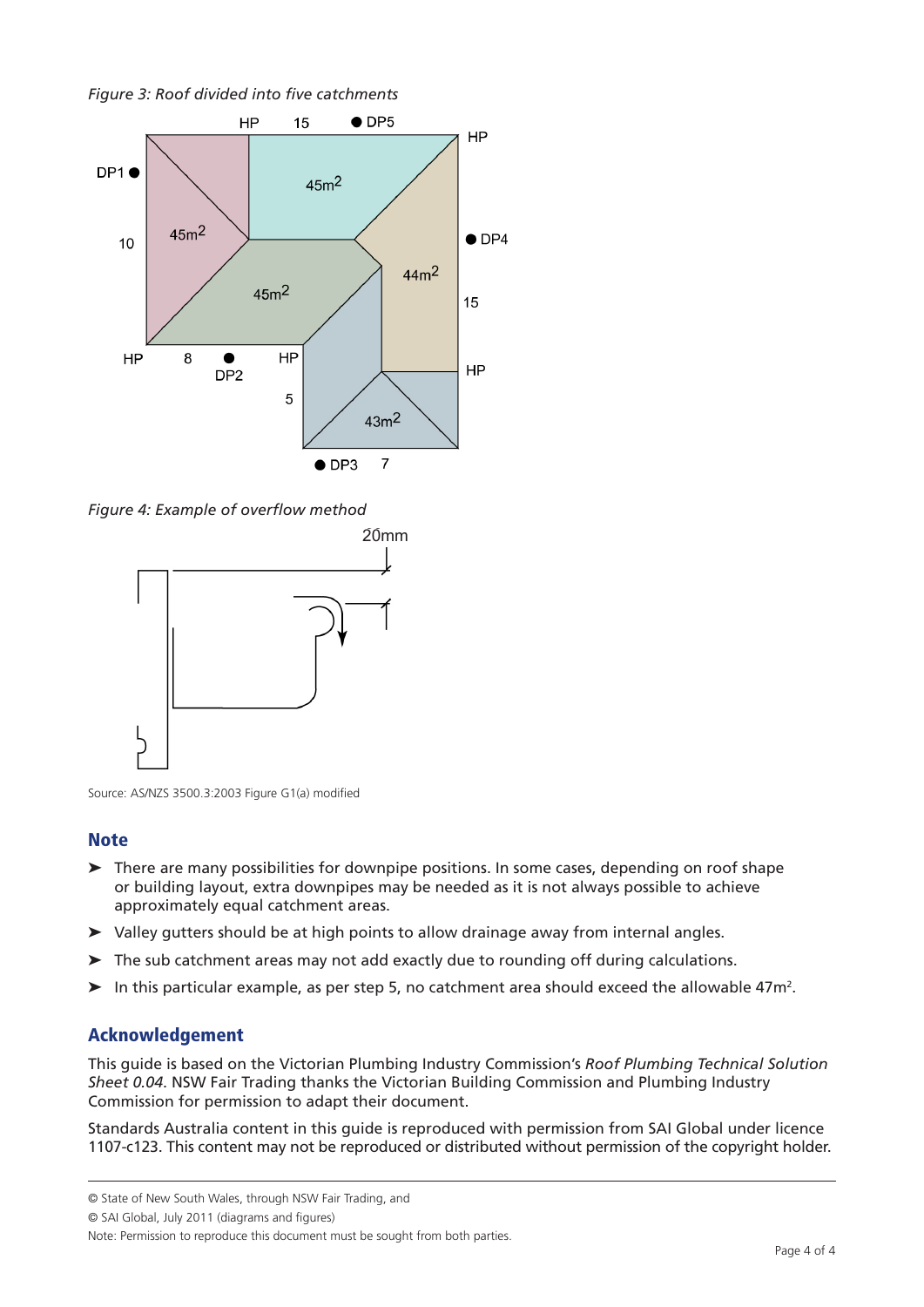*Figure 3: Roof divided into five catchments*

HP 15 DP5

HP

DP1

45m2

10

45m2

DP4

44m2

45m2

15

HP 8 DP2 HP

HP

5

43m2

DP3 7

*Figure 4: Example of overflow method*

20mm

Source: AS/NZS 3500.3:2003 Figure G1(a) modified

## Note

- There are many possibilities for downpipe positions. In some cases, depending on roof shape or building layout, extra downpipes may be needed as it is not always possible to achieve approximately equal catchment areas.
- Valley gutters should be at high points to allow drainage away from internal angles.
- The sub catchment areas may not add exactly due to rounding off during calculations.
- In this particular example, as per step 5, no catchment area should exceed the allowable $47m^2$.

## Acknowledgement

This guide is based on the Victorian Plumbing Industry Commission's *Roof Plumbing Technical Solution Sheet 0.04*. NSW Fair Trading thanks the Victorian Building Commission and Plumbing Industry Commission for permission to adapt their document.

Standards Australia content in this guide is reproduced with permission from SAI Global under licence 1107-c123. This content may not be reproduced or distributed without permission of the copyright holder.

© State of New South Wales, through NSW Fair Trading, and

© SAI Global, July 2011 (diagrams and figures)

Note: Permission to reproduce this document must be sought from both parties.